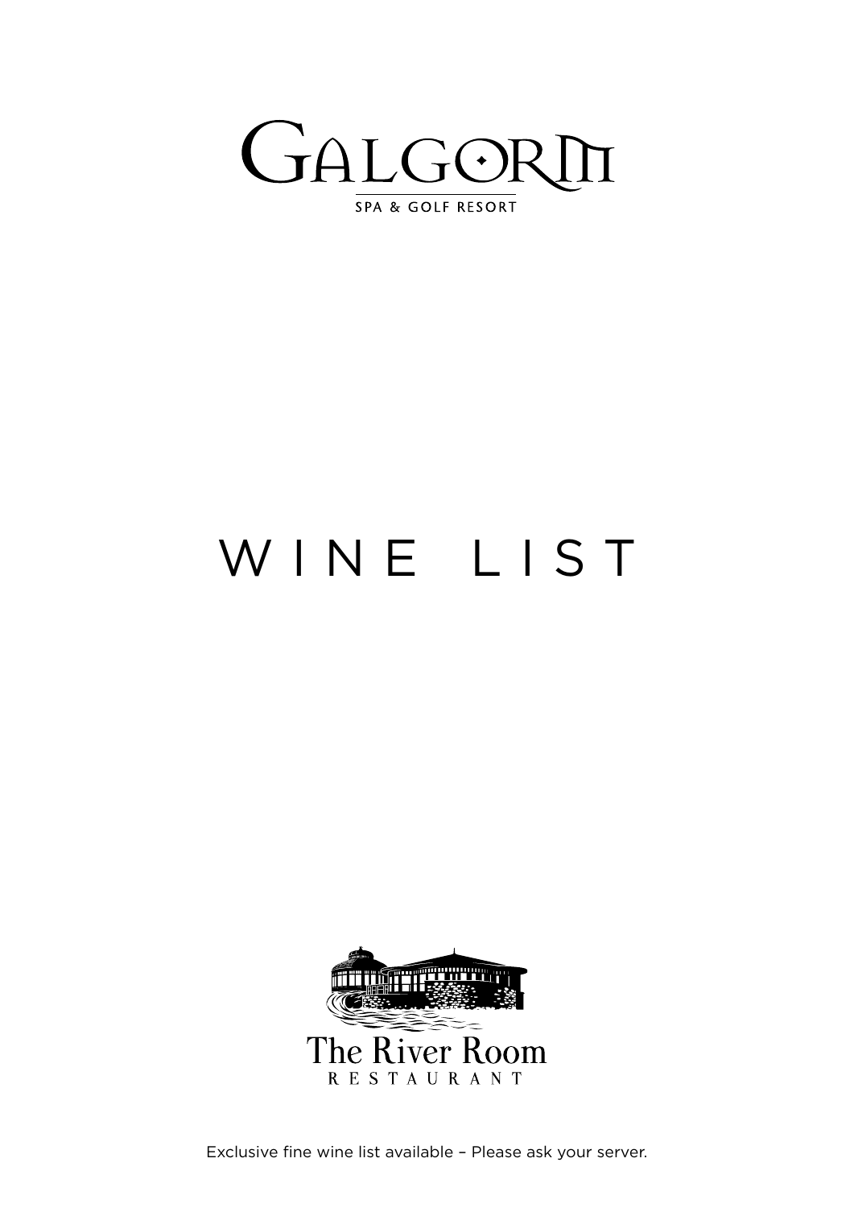# GALGORM

SPA & GOLF RESORT

# WINE LIST

The River Room

RESTAURANT

Exclusive fine wine list available – Please ask your server.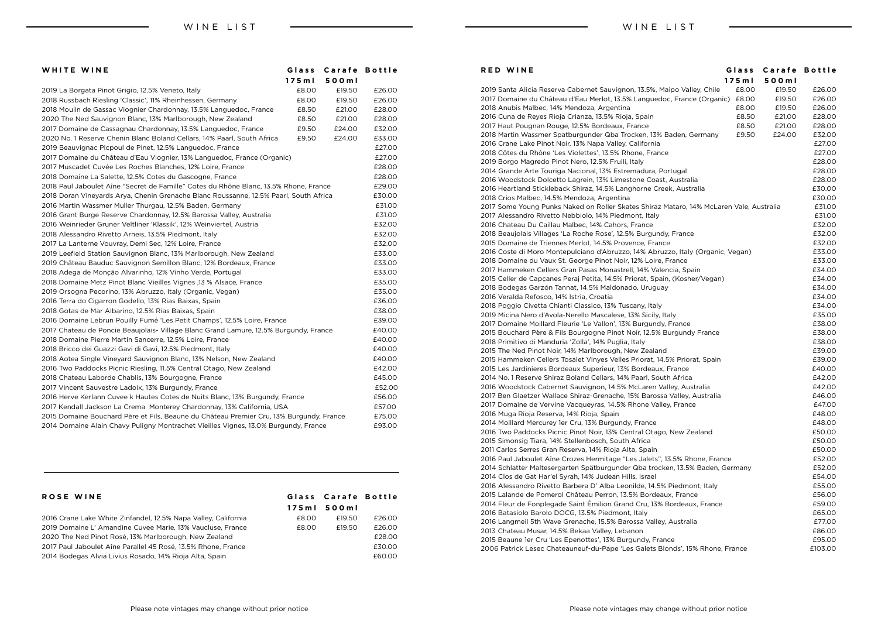# WINE LIST

## WHITE WINE

| WHITE WINE | Glass 175ml | Carafe 500ml | Bottle |
|---|---|---|---|
| 2019 La Borgata Pinot Grigio, 12.5% Veneto, Italy | £8.00 | £19.50 | £26.00 |
| 2018 Russbach Riesling 'Classic', 11% Rheinhessen, Germany | £8.00 | £19.50 | £26.00 |
| 2018 Moulin de Gassac Viognier Chardonnay, 13.5% Languedoc, France | £8.50 | £21.00 | £28.00 |
| 2020 The Ned Sauvignon Blanc, 13% Marlborough, New Zealand | £8.50 | £21.00 | £28.00 |
| 2017 Domaine de Cassagnau Chardonnay, 13.5% Languedoc, France | £9.50 | £24.00 | £32.00 |
| 2020 No. 1 Reserve Chenin Blanc Boland Cellars, 14% Paarl, South Africa | £9.50 | £24.00 | £33.00 |
| 2019 Beauvignac Picpoul de Pinet, 12.5% Languedoc, France | | | £27.00 |
| 2017 Domaine du Château d'Eau Viognier, 13% Languedoc, France (Organic) | | | £27.00 |
| 2017 Muscadet Cuvée Les Roches Blanches, 12% Loire, France | | | £28.00 |
| 2018 Domaine La Salette, 12.5% Cotes du Gascogne, France | | | £28.00 |
| 2018 Paul Jaboulet Aîne "Secret de Famille" Cotes du Rhône Blanc, 13.5% Rhone, France | | | £29.00 |
| 2018 Doran Vineyards Arya, Chenin Grenache Blanc Roussanne, 12.5% Paarl, South Africa | | | £30.00 |
| 2016 Martin Wassmer Muller Thurgau, 12.5% Baden, Germany | | | £31.00 |
| 2016 Grant Burge Reserve Chardonnay, 12.5% Barossa Valley, Australia | | | £31.00 |
| 2016 Weinrieder Gruner Veltliner 'Klassik', 12% Weinviertel, Austria | | | £32.00 |
| 2018 Alessandro Rivetto Arneis, 13.5% Piedmont, Italy | | | £32.00 |
| 2017 La Lanterne Vouvray, Demi Sec, 12% Loire, France | | | £32.00 |
| 2019 Leefield Station Sauvignon Blanc, 13% Marlborough, New Zealand | | | £33.00 |
| 2019 Château Bauduc Sauvignon Semillon Blanc, 12% Bordeaux, France | | | £33.00 |
| 2018 Adega de Monção Alvarinho, 12% Vinho Verde, Portugal | | | £33.00 |
| 2018 Domaine Metz Pinot Blanc Vieilles Vignes ,13 % Alsace, France | | | £35.00 |
| 2019 Orsogna Pecorino, 13% Abruzzo, Italy (Organic, Vegan) | | | £35.00 |
| 2016 Terra do Cigarron Godello, 13% Rias Baixas, Spain | | | £36.00 |
| 2018 Gotas de Mar Albarino, 12.5% Rias Baixas, Spain | | | £38.00 |
| 2016 Domaine Lebrun Pouilly Fumé 'Les Petit Champs', 12.5% Loire, France | | | £39.00 |
| 2017 Chateau de Poncie Beaujolais- Village Blanc Grand Lamure, 12.5% Burgundy, France | | | £40.00 |
| 2018 Domaine Pierre Martin Sancerre, 12.5% Loire, France | | | £40.00 |
| 2018 Bricco dei Guazzi Gavi di Gavi, 12.5% Piedmont, Italy | | | £40.00 |
| 2018 Aotea Single Vineyard Sauvignon Blanc, 13% Nelson, New Zealand | | | £40.00 |
| 2016 Two Paddocks Picnic Riesling, 11.5% Central Otago, New Zealand | | | £42.00 |
| 2018 Chateau Laborde Chablis, 13% Bourgogne, France | | | £45.00 |
| 2017 Vincent Sauvestre Ladoix, 13% Burgundy, France | | | £52.00 |
| 2016 Herve Kerlann Cuvee k Hautes Cotes de Nuits Blanc, 13% Burgundy, France | | | £56.00 |
| 2017 Kendall Jackson La Crema Monterey Chardonnay, 13% California, USA | | | £57.00 |
| 2015 Domaine Bouchard Père et Fils, Beaune du Château Premier Cru, 13% Burgundy, France | | | £75.00 |
| 2014 Domaine Alain Chavy Puligny Montrachet Vieilles Vignes, 13.0% Burgundy, France | | | £93.00 |

## ROSE WINE

| ROSE WINE | Glass 175ml | Carafe 500ml | Bottle |
|---|---|---|---|
| 2016 Crane Lake White Zinfandel, 12.5% Napa Valley, California | £8.00 | £19.50 | £26.00 |
| 2019 Domaine L' Amandine Cuvee Marie, 13% Vaucluse, France | £8.00 | £19.50 | £26.00 |
| 2020 The Ned Pinot Rosé, 13% Marlborough, New Zealand | | | £28.00 |
| 2017 Paul Jaboulet Aîne Parallel 45 Rosé, 13.5% Rhone, France | | | £30.00 |
| 2014 Bodegas Alvia Livius Rosado, 14% Rioja Alta, Spain | | | £60.00 |

## RED WINE

| RED WINE | Glass 175ml | Carafe 500ml | Bottle |
|---|---|---|---|
| 2019 Santa Alicia Reserva Cabernet Sauvignon, 13.5%, Maipo Valley, Chile | £8.00 | £19.50 | £26.00 |
| 2017 Domaine du Château d'Eau Merlot, 13.5% Languedoc, France (Organic) | £8.00 | £19.50 | £26.00 |
| 2018 Anubis Malbec, 14% Mendoza, Argentina | £8.00 | £19.50 | £26.00 |
| 2016 Cuna de Reyes Rioja Crianza, 13.5% Rioja, Spain | £8.50 | £21.00 | £28.00 |
| 2017 Haut Pougnan Rouge, 12.5% Bordeaux, France | £8.50 | £21.00 | £28.00 |
| 2018 Martin Wassmer Spatburgunder Qba Trocken, 13% Baden, Germany | £9.50 | £24.00 | £32.00 |
| 2016 Crane Lake Pinot Noir, 13% Napa Valley, California | | | £27.00 |
| 2018 Côtes du Rhône 'Les Violettes', 13.5% Rhone, France | | | £27.00 |
| 2019 Borgo Magredo Pinot Nero, 12.5% Fruili, Italy | | | £28.00 |
| 2014 Grande Arte Touriga Nacional, 13% Estremadura, Portugal | | | £28.00 |
| 2016 Woodstock Dolcetto Lagrein, 13% Limestone Coast, Australia | | | £28.00 |
| 2016 Heartland Stickleback Shiraz, 14.5% Langhorne Creek, Australia | | | £30.00 |
| 2018 Crios Malbec, 14.5% Mendoza, Argentina | | | £30.00 |
| 2017 Some Young Punks Naked on Roller Skates Shiraz Mataro, 14% McLaren Vale, Australia | | | £31.00 |
| 2017 Alessandro Rivetto Nebbiolo, 14% Piedmont, Italy | | | £31.00 |
| 2016 Chateau Du Caillau Malbec, 14% Cahors, France | | | £32.00 |
| 2018 Beaujolais Villages 'La Roche Rose', 12.5% Burgundy, France | | | £32.00 |
| 2015 Domaine de Triennes Merlot, 14.5% Provence, France | | | £32.00 |
| 2016 Coste di Moro Montepulciano d'Abruzzo, 14% Abruzzo, Italy (Organic, Vegan) | | | £33.00 |
| 2018 Domaine du Vaux St. George Pinot Noir, 12% Loire, France | | | £33.00 |
| 2017 Hammeken Cellers Gran Pasas Monastrell, 14% Valencia, Spain | | | £34.00 |
| 2015 Celler de Capçanes Peraj Petita, 14.5% Priorat, Spain, (Kosher/Vegan) | | | £34.00 |
| 2018 Bodegas Garzón Tannat, 14.5% Maldonado, Uruguay | | | £34.00 |
| 2016 Veralda Refosco, 14% Istria, Croatia | | | £34.00 |
| 2018 Poggio Civetta Chianti Classico, 13% Tuscany, Italy | | | £34.00 |
| 2019 Micina Nero d'Avola-Nerello Mascalese, 13% Sicily, Italy | | | £35.00 |
| 2017 Domaine Moillard Fleurie 'Le Vallon', 13% Burgundy, France | | | £38.00 |
| 2015 Bouchard Père & Fils Bourgogne Pinot Noir, 12.5% Burgundy France | | | £38.00 |
| 2018 Primitivo di Manduria 'Zolla', 14% Puglia, Italy | | | £38.00 |
| 2015 The Ned Pinot Noir, 14% Marlborough, New Zealand | | | £39.00 |
| 2015 Hammeken Cellers Tosalet Vinyes Velles Priorat, 14.5% Priorat, Spain | | | £39.00 |
| 2015 Les Jardinieres Bordeaux Superieur, 13% Bordeaux, France | | | £40.00 |
| 2014 No. 1 Reserve Shiraz Boland Cellars, 14% Paarl, South Africa | | | £42.00 |
| 2016 Woodstock Cabernet Sauvignon, 14.5% McLaren Valley, Australia | | | £42.00 |
| 2017 Ben Glaetzer Wallace Shiraz-Grenache, 15% Barossa Valley, Australia | | | £46.00 |
| 2017 Domaine de Vervine Vacqueyras, 14.5% Rhone Valley, France | | | £47.00 |
| 2016 Muga Rioja Reserva, 14% Rioja, Spain | | | £48.00 |
| 2014 Moillard Mercurey 1er Cru, 13% Burgundy, France | | | £48.00 |
| 2016 Two Paddocks Picnic Pinot Noir, 13% Central Otago, New Zealand | | | £50.00 |
| 2015 Simonsig Tiara, 14% Stellenbosch, South Africa | | | £50.00 |
| 2011 Carlos Serres Gran Reserva, 14% Rioja Alta, Spain | | | £50.00 |
| 2016 Paul Jaboulet Aîne Crozes Hermitage "Les Jalets", 13.5% Rhone, France | | | £52.00 |
| 2014 Schlatter Maltesergarten Spätburgunder Qba trocken, 13.5% Baden, Germany | | | £52.00 |
| 2014 Clos de Gat Har'el Syrah, 14% Judean Hills, Israel | | | £54.00 |
| 2016 Alessandro Rivetto Barbera D' Alba Leonilde, 14.5% Piedmont, Italy | | | £55.00 |
| 2015 Lalande de Pomerol Château Perron, 13.5% Bordeaux, France | | | £56.00 |
| 2014 Fleur de Fonplegade Saint Émilion Grand Cru, 13% Bordeaux, France | | | £59.00 |
| 2016 Batasiolo Barolo DOCG, 13.5% Piedmont, Italy | | | £65.00 |
| 2016 Langmeil 5th Wave Grenache, 15.5% Barossa Valley, Australia | | | £77.00 |
| 2013 Chateau Musar, 14.5% Bekaa Valley, Lebanon | | | £86.00 |
| 2015 Beaune 1er Cru 'Les Epenottes', 13% Burgundy, France | | | £95.00 |
| 2006 Patrick Lesec Chateauneuf-du-Pape 'Les Galets Blonds', 15% Rhone, France | | | £103.00 |

Please note vintages may change without prior notice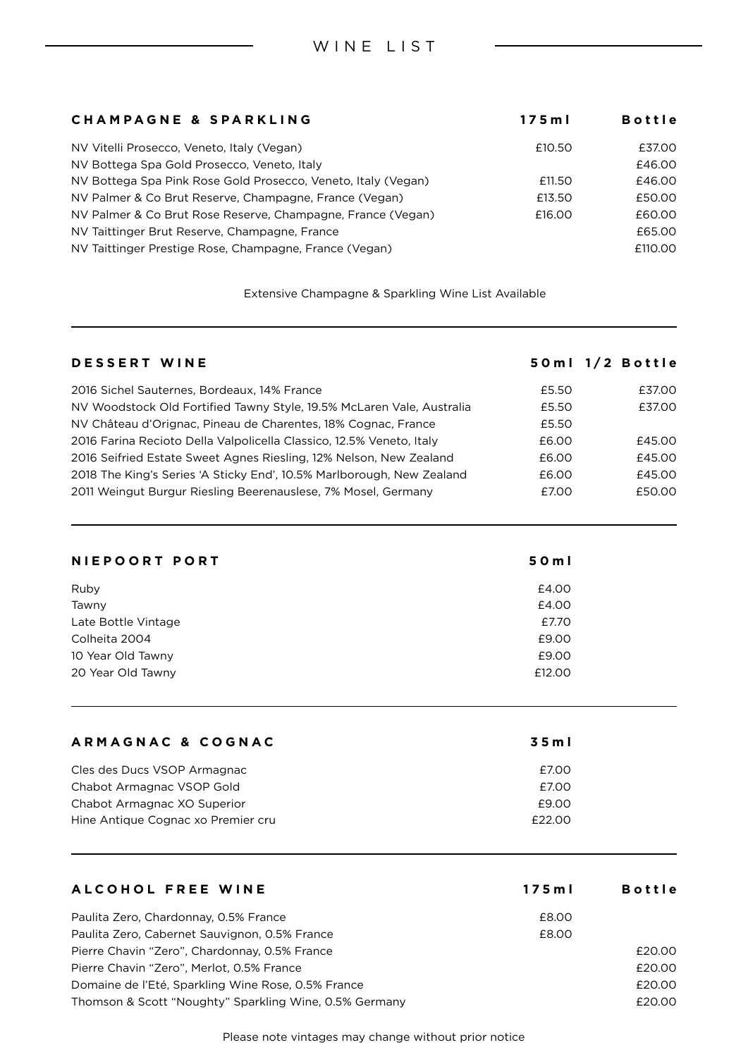# WINE LIST

## CHAMPAGNE & SPARKLING

| CHAMPAGNE & SPARKLING | 175ml | Bottle |
|---|---|---|
| NV Vitelli Prosecco, Veneto, Italy (Vegan) | £10.50 | £37.00 |
| NV Bottega Spa Gold Prosecco, Veneto, Italy | | £46.00 |
| NV Bottega Spa Pink Rose Gold Prosecco, Veneto, Italy (Vegan) | £11.50 | £46.00 |
| NV Palmer & Co Brut Reserve, Champagne, France (Vegan) | £13.50 | £50.00 |
| NV Palmer & Co Brut Rose Reserve, Champagne, France (Vegan) | £16.00 | £60.00 |
| NV Taittinger Brut Reserve, Champagne, France | | £65.00 |
| NV Taittinger Prestige Rose, Champagne, France (Vegan) | | £110.00 |

Extensive Champagne & Sparkling Wine List Available

## DESSERT WINE

| DESSERT WINE | 50ml | 1/2 Bottle |
|---|---|---|
| 2016 Sichel Sauternes, Bordeaux, 14% France | £5.50 | £37.00 |
| NV Woodstock Old Fortified Tawny Style, 19.5% McLaren Vale, Australia | £5.50 | £37.00 |
| NV Château d'Orignac, Pineau de Charentes, 18% Cognac, France | £5.50 | |
| 2016 Farina Recioto Della Valpolicella Classico, 12.5% Veneto, Italy | £6.00 | £45.00 |
| 2016 Seifried Estate Sweet Agnes Riesling, 12% Nelson, New Zealand | £6.00 | £45.00 |
| 2018 The King's Series 'A Sticky End', 10.5% Marlborough, New Zealand | £6.00 | £45.00 |
| 2011 Weingut Burgur Riesling Beerenauslese, 7% Mosel, Germany | £7.00 | £50.00 |

## NIEPOORT PORT

| NIEPOORT PORT | 50ml |
|---|---|
| Ruby | £4.00 |
| Tawny | £4.00 |
| Late Bottle Vintage | £7.70 |
| Colheita 2004 | £9.00 |
| 10 Year Old Tawny | £9.00 |
| 20 Year Old Tawny | £12.00 |

## ARMAGNAC & COGNAC

| ARMAGNAC & COGNAC | 35ml |
|---|---|
| Cles des Ducs VSOP Armagnac | £7.00 |
| Chabot Armagnac VSOP Gold | £7.00 |
| Chabot Armagnac XO Superior | £9.00 |
| Hine Antique Cognac xo Premier cru | £22.00 |

## ALCOHOL FREE WINE

| ALCOHOL FREE WINE | 175ml | Bottle |
|---|---|---|
| Paulita Zero, Chardonnay, 0.5% France | £8.00 | |
| Paulita Zero, Cabernet Sauvignon, 0.5% France | £8.00 | |
| Pierre Chavin "Zero", Chardonnay, 0.5% France | | £20.00 |
| Pierre Chavin "Zero", Merlot, 0.5% France | | £20.00 |
| Domaine de l'Eté, Sparkling Wine Rose, 0.5% France | | £20.00 |
| Thomson & Scott "Noughty" Sparkling Wine, 0.5% Germany | | £20.00 |

Please note vintages may change without prior notice